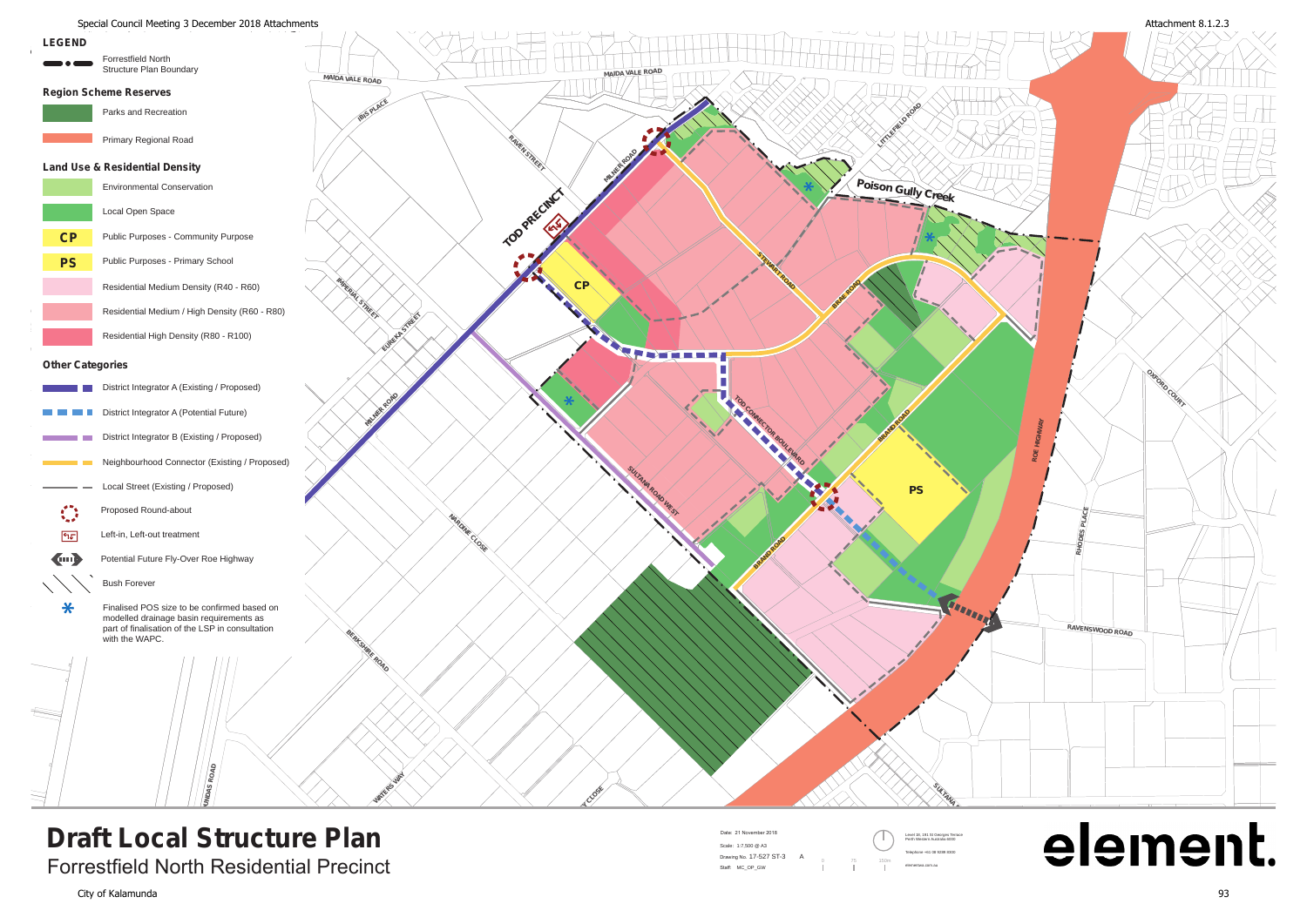Attachment 8.1.2.3

## LEGEND

- Forrestfield North Structure Plan Boundary

### Region Scheme Reserves

- Parks and Recreation
- Primary Regional Road

### Land Use & Residential Density

- Environmental Conservation
- Local Open Space
- CP — Public Purposes - Community Purpose
- PS — Public Purposes - Primary School
- Residential Medium Density (R40 - R60)
- Residential Medium / High Density (R60 - R80)
- Residential High Density (R80 - R100)

### Other Categories

- District Integrator A (Existing / Proposed)
- District Integrator A (Potential Future)
- District Integrator B (Existing / Proposed)
- Neighbourhood Connector (Existing / Proposed)
- Local Street (Existing / Proposed)
- Proposed Round-about
- Left-in, Left-out treatment
- Potential Future Fly-Over Roe Highway
- Bush Forever
- * Finalised POS size to be confirmed based on modelled drainage basin requirements as part of finalisation of the LSP in consultation with the WAPC.

MAIDA VALE ROAD, IBIS PLACE, RAVEN STREET, MILNER ROAD, TOD PRECINCT, LITTLEFIELD ROAD, Poison Gully Creek, STEWART ROAD, BRAE ROAD, IMPERIAL STREET, EUREKA STREET, CP, TOD CONNECTOR BOULEVARD, BRAND ROAD, PS, ROE HIGHWAY, OXFORD COURT, SULTANA ROAD WEST, NARDINE CLOSE, RHODES PLACE, RAVENSWOOD ROAD, BERKSHIRE ROAD, WATERS WAY, SULTANA

# Draft Local Structure Plan

## Forrestfield North Residential Precinct

Date: 21 November 2018
Scale: 1:7,500 @ A3
Drawing No. 17-527 ST-3 A
Staff: MC_DP_GW

0 75 150m

Level 18, 191 St Georges Terrace Perth Western Australia 6000
Telephone +61 08 9289 8300
elementwa.com.au

element.

City of Kalamunda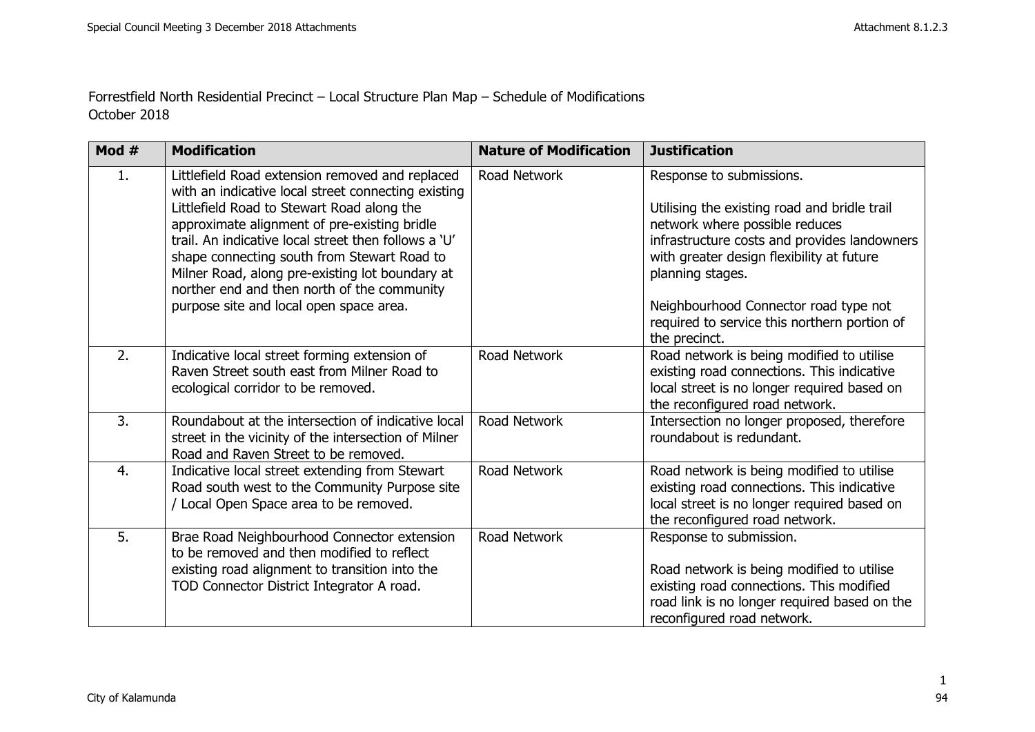Forrestfield North Residential Precinct – Local Structure Plan Map – Schedule of Modifications
October 2018

| Mod # | Modification | Nature of Modification | Justification |
|---|---|---|---|
| 1. | Littlefield Road extension removed and replaced with an indicative local street connecting existing Littlefield Road to Stewart Road along the approximate alignment of pre-existing bridle trail. An indicative local street then follows a 'U' shape connecting south from Stewart Road to Milner Road, along pre-existing lot boundary at norther end and then north of the community purpose site and local open space area. | Road Network | Response to submissions.<br><br>Utilising the existing road and bridle trail network where possible reduces infrastructure costs and provides landowners with greater design flexibility at future planning stages.<br><br>Neighbourhood Connector road type not required to service this northern portion of the precinct. |
| 2. | Indicative local street forming extension of Raven Street south east from Milner Road to ecological corridor to be removed. | Road Network | Road network is being modified to utilise existing road connections. This indicative local street is no longer required based on the reconfigured road network. |
| 3. | Roundabout at the intersection of indicative local street in the vicinity of the intersection of Milner Road and Raven Street to be removed. | Road Network | Intersection no longer proposed, therefore roundabout is redundant. |
| 4. | Indicative local street extending from Stewart Road south west to the Community Purpose site / Local Open Space area to be removed. | Road Network | Road network is being modified to utilise existing road connections. This indicative local street is no longer required based on the reconfigured road network. |
| 5. | Brae Road Neighbourhood Connector extension to be removed and then modified to reflect existing road alignment to transition into the TOD Connector District Integrator A road. | Road Network | Response to submission.<br><br>Road network is being modified to utilise existing road connections. This modified road link is no longer required based on the reconfigured road network. |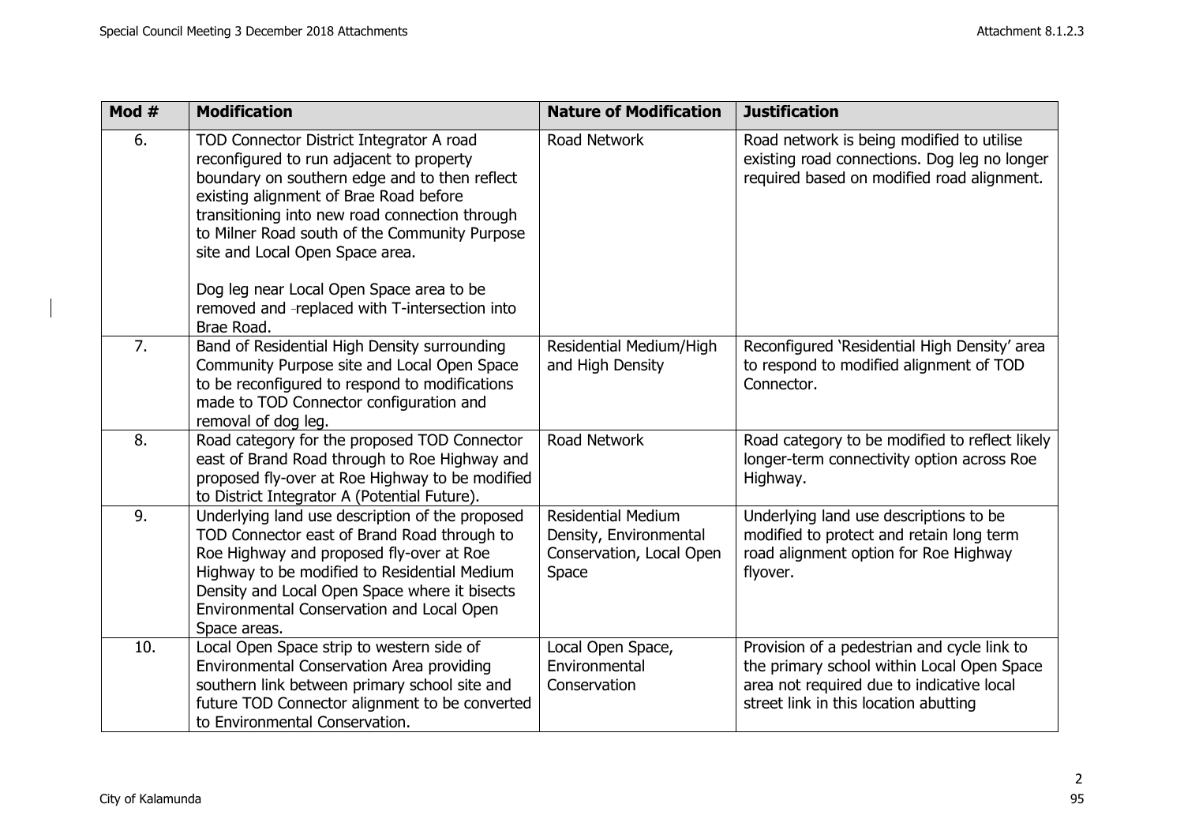| Mod # | Modification | Nature of Modification | Justification |
| --- | --- | --- | --- |
| 6. | TOD Connector District Integrator A road reconfigured to run adjacent to property boundary on southern edge and to then reflect existing alignment of Brae Road before transitioning into new road connection through to Milner Road south of the Community Purpose site and Local Open Space area.<br><br>Dog leg near Local Open Space area to be removed and replaced with T-intersection into Brae Road. | Road Network | Road network is being modified to utilise existing road connections. Dog leg no longer required based on modified road alignment. |
| 7. | Band of Residential High Density surrounding Community Purpose site and Local Open Space to be reconfigured to respond to modifications made to TOD Connector configuration and removal of dog leg. | Residential Medium/High and High Density | Reconfigured 'Residential High Density' area to respond to modified alignment of TOD Connector. |
| 8. | Road category for the proposed TOD Connector east of Brand Road through to Roe Highway and proposed fly-over at Roe Highway to be modified to District Integrator A (Potential Future). | Road Network | Road category to be modified to reflect likely longer-term connectivity option across Roe Highway. |
| 9. | Underlying land use description of the proposed TOD Connector east of Brand Road through to Roe Highway and proposed fly-over at Roe Highway to be modified to Residential Medium Density and Local Open Space where it bisects Environmental Conservation and Local Open Space areas. | Residential Medium Density, Environmental Conservation, Local Open Space | Underlying land use descriptions to be modified to protect and retain long term road alignment option for Roe Highway flyover. |
| 10. | Local Open Space strip to western side of Environmental Conservation Area providing southern link between primary school site and future TOD Connector alignment to be converted to Environmental Conservation. | Local Open Space, Environmental Conservation | Provision of a pedestrian and cycle link to the primary school within Local Open Space area not required due to indicative local street link in this location abutting |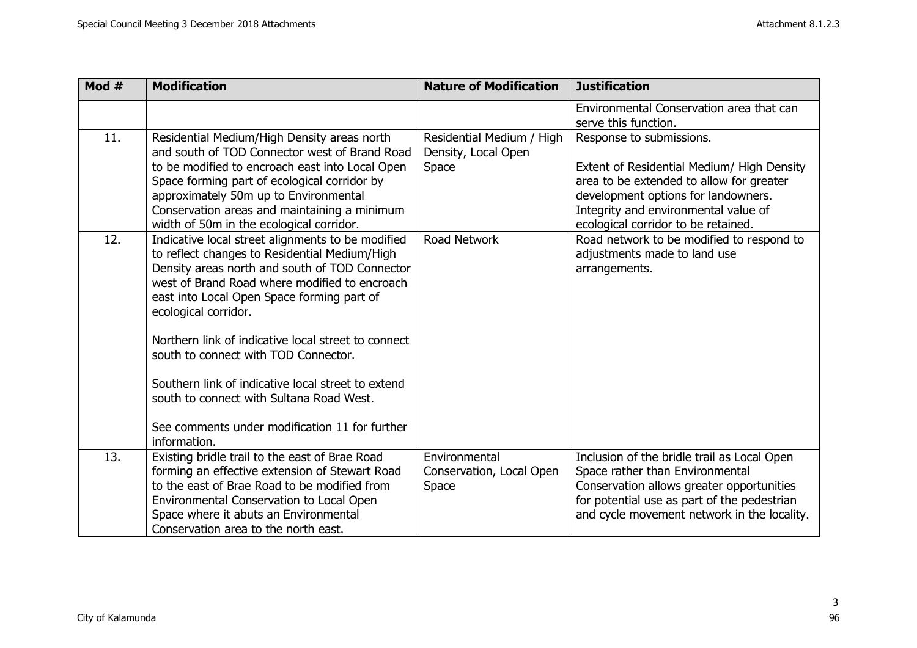| Mod # | Modification | Nature of Modification | Justification |
|---|---|---|---|
| | | | Environmental Conservation area that can serve this function. |
| 11. | Residential Medium/High Density areas north and south of TOD Connector west of Brand Road to be modified to encroach east into Local Open Space forming part of ecological corridor by approximately 50m up to Environmental Conservation areas and maintaining a minimum width of 50m in the ecological corridor. | Residential Medium / High Density, Local Open Space | Response to submissions.<br><br>Extent of Residential Medium/ High Density area to be extended to allow for greater development options for landowners. Integrity and environmental value of ecological corridor to be retained. |
| 12. | Indicative local street alignments to be modified to reflect changes to Residential Medium/High Density areas north and south of TOD Connector west of Brand Road where modified to encroach east into Local Open Space forming part of ecological corridor.<br><br>Northern link of indicative local street to connect south to connect with TOD Connector.<br><br>Southern link of indicative local street to extend south to connect with Sultana Road West.<br><br>See comments under modification 11 for further information. | Road Network | Road network to be modified to respond to adjustments made to land use arrangements. |
| 13. | Existing bridle trail to the east of Brae Road forming an effective extension of Stewart Road to the east of Brae Road to be modified from Environmental Conservation to Local Open Space where it abuts an Environmental Conservation area to the north east. | Environmental Conservation, Local Open Space | Inclusion of the bridle trail as Local Open Space rather than Environmental Conservation allows greater opportunities for potential use as part of the pedestrian and cycle movement network in the locality. |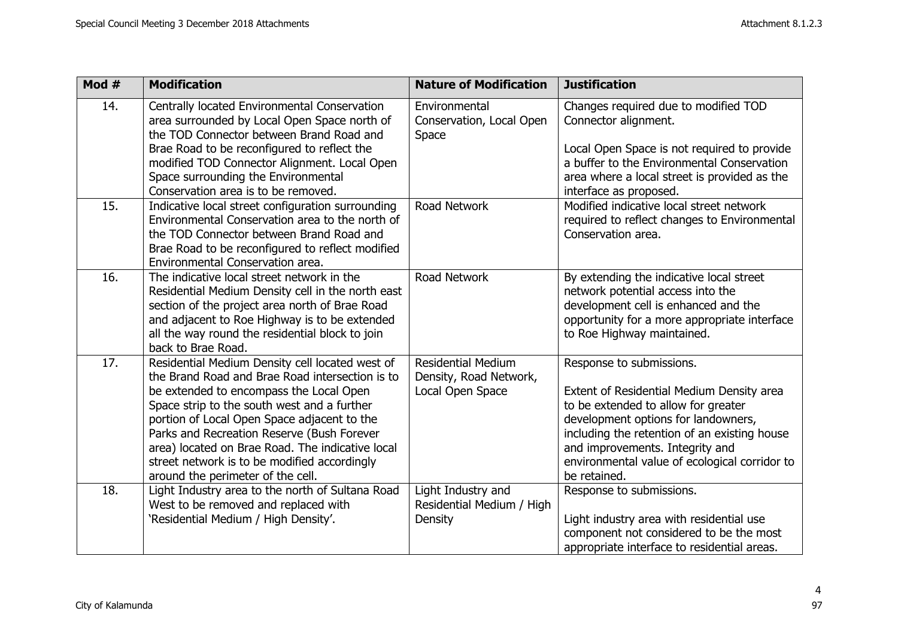| Mod # | Modification | Nature of Modification | Justification |
|---|---|---|---|
| 14. | Centrally located Environmental Conservation area surrounded by Local Open Space north of the TOD Connector between Brand Road and Brae Road to be reconfigured to reflect the modified TOD Connector Alignment. Local Open Space surrounding the Environmental Conservation area is to be removed. | Environmental Conservation, Local Open Space | Changes required due to modified TOD Connector alignment.<br><br>Local Open Space is not required to provide a buffer to the Environmental Conservation area where a local street is provided as the interface as proposed. |
| 15. | Indicative local street configuration surrounding Environmental Conservation area to the north of the TOD Connector between Brand Road and Brae Road to be reconfigured to reflect modified Environmental Conservation area. | Road Network | Modified indicative local street network required to reflect changes to Environmental Conservation area. |
| 16. | The indicative local street network in the Residential Medium Density cell in the north east section of the project area north of Brae Road and adjacent to Roe Highway is to be extended all the way round the residential block to join back to Brae Road. | Road Network | By extending the indicative local street network potential access into the development cell is enhanced and the opportunity for a more appropriate interface to Roe Highway maintained. |
| 17. | Residential Medium Density cell located west of the Brand Road and Brae Road intersection is to be extended to encompass the Local Open Space strip to the south west and a further portion of Local Open Space adjacent to the Parks and Recreation Reserve (Bush Forever area) located on Brae Road. The indicative local street network is to be modified accordingly around the perimeter of the cell. | Residential Medium Density, Road Network, Local Open Space | Response to submissions.<br><br>Extent of Residential Medium Density area to be extended to allow for greater development options for landowners, including the retention of an existing house and improvements. Integrity and environmental value of ecological corridor to be retained. |
| 18. | Light Industry area to the north of Sultana Road West to be removed and replaced with 'Residential Medium / High Density'. | Light Industry and Residential Medium / High Density | Response to submissions.<br><br>Light industry area with residential use component not considered to be the most appropriate interface to residential areas. |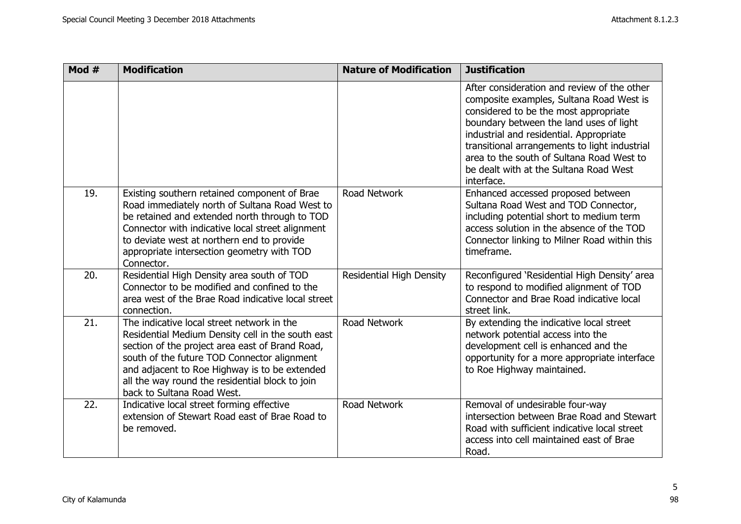| Mod # | Modification | Nature of Modification | Justification |
|---|---|---|---|
| | | | After consideration and review of the other composite examples, Sultana Road West is considered to be the most appropriate boundary between the land uses of light industrial and residential. Appropriate transitional arrangements to light industrial area to the south of Sultana Road West to be dealt with at the Sultana Road West interface. |
| 19. | Existing southern retained component of Brae Road immediately north of Sultana Road West to be retained and extended north through to TOD Connector with indicative local street alignment to deviate west at northern end to provide appropriate intersection geometry with TOD Connector. | Road Network | Enhanced accessed proposed between Sultana Road West and TOD Connector, including potential short to medium term access solution in the absence of the TOD Connector linking to Milner Road within this timeframe. |
| 20. | Residential High Density area south of TOD Connector to be modified and confined to the area west of the Brae Road indicative local street connection. | Residential High Density | Reconfigured 'Residential High Density' area to respond to modified alignment of TOD Connector and Brae Road indicative local street link. |
| 21. | The indicative local street network in the Residential Medium Density cell in the south east section of the project area east of Brand Road, south of the future TOD Connector alignment and adjacent to Roe Highway is to be extended all the way round the residential block to join back to Sultana Road West. | Road Network | By extending the indicative local street network potential access into the development cell is enhanced and the opportunity for a more appropriate interface to Roe Highway maintained. |
| 22. | Indicative local street forming effective extension of Stewart Road east of Brae Road to be removed. | Road Network | Removal of undesirable four-way intersection between Brae Road and Stewart Road with sufficient indicative local street access into cell maintained east of Brae Road. |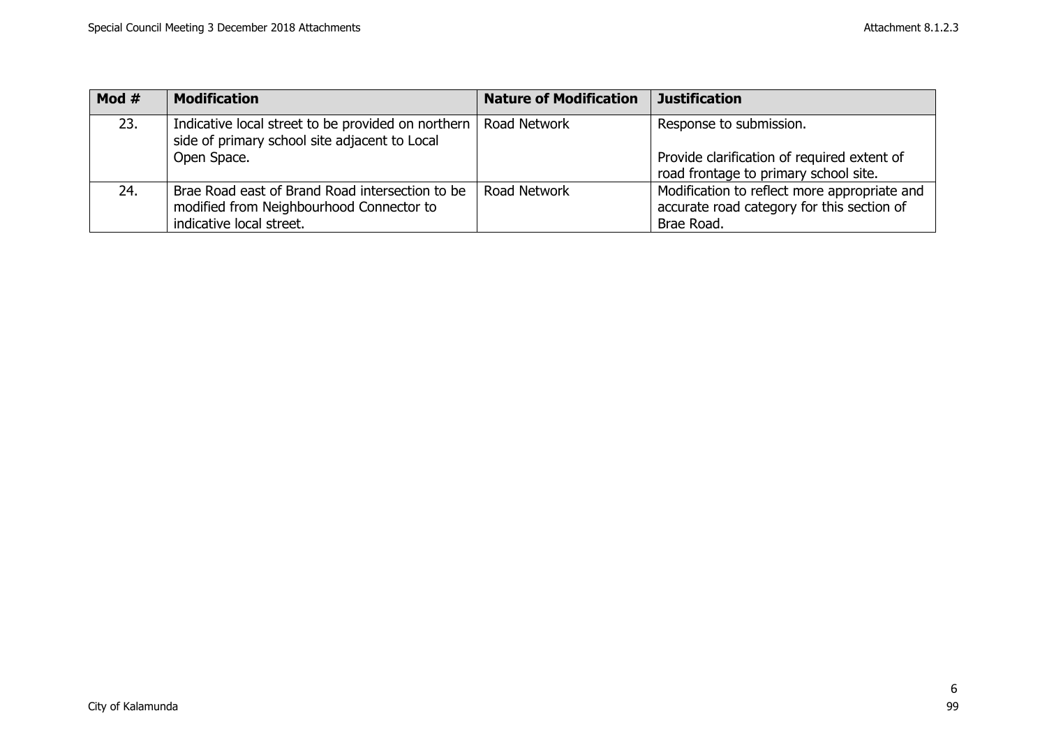| Mod # | Modification | Nature of Modification | Justification |
|---|---|---|---|
| 23. | Indicative local street to be provided on northern side of primary school site adjacent to Local Open Space. | Road Network | Response to submission.<br><br>Provide clarification of required extent of road frontage to primary school site. |
| 24. | Brae Road east of Brand Road intersection to be modified from Neighbourhood Connector to indicative local street. | Road Network | Modification to reflect more appropriate and accurate road category for this section of Brae Road. |